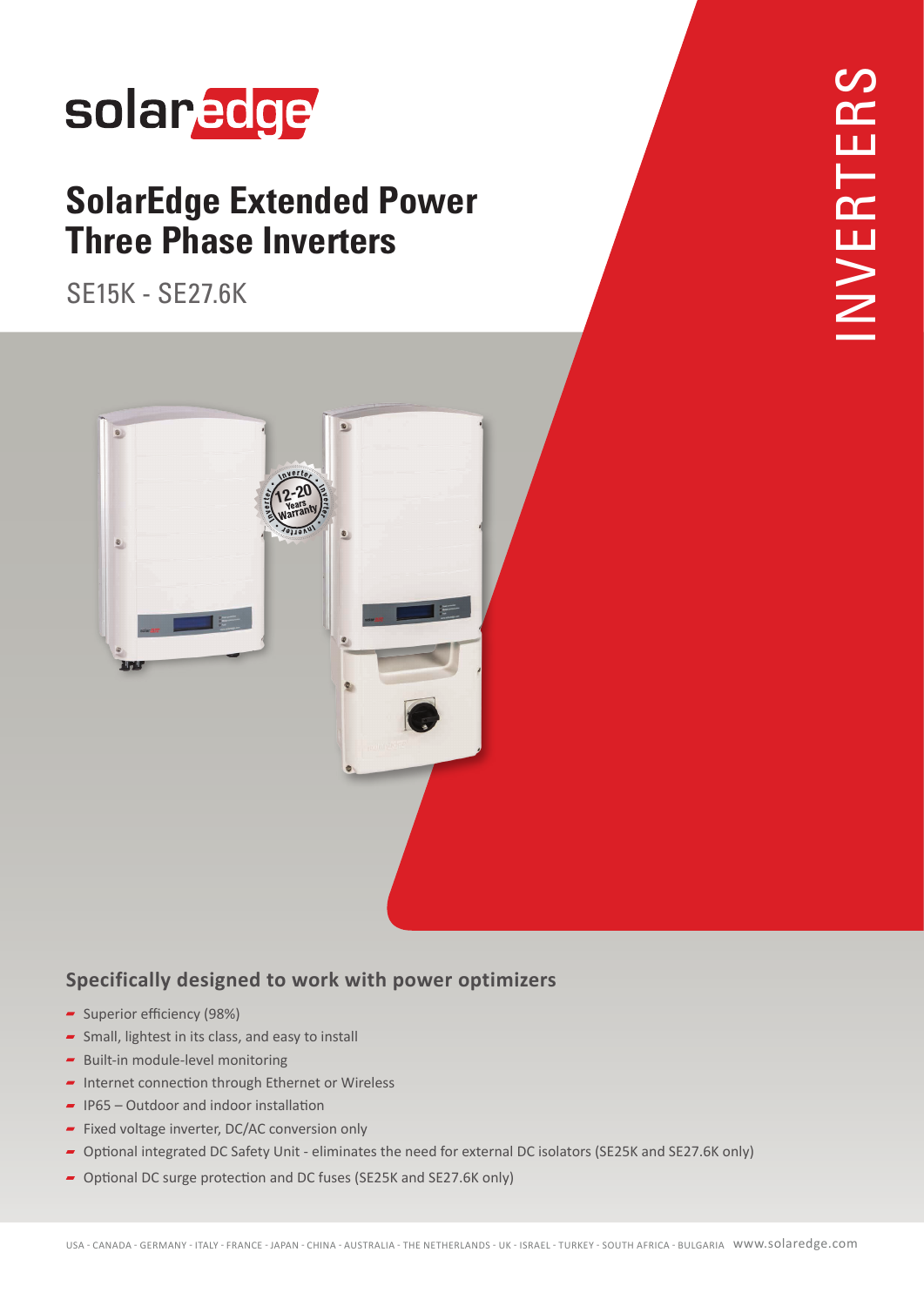solaredge

# SolarEdge Extended Power Three Phase Inverters

SE15K - SE27.6K

INVERTERS

## Specifically designed to work with power optimizers

- Superior efficiency (98%)
- Small, lightest in its class, and easy to install
- Built-in module-level monitoring
- Internet connection through Ethernet or Wireless
- IP65 – Outdoor and indoor installation
- Fixed voltage inverter, DC/AC conversion only
- Optional integrated DC Safety Unit - eliminates the need for external DC isolators (SE25K and SE27.6K only)
- Optional DC surge protection and DC fuses (SE25K and SE27.6K only)

USA - CANADA - GERMANY - ITALY - FRANCE - JAPAN - CHINA - AUSTRALIA - THE NETHERLANDS - UK - ISRAEL - TURKEY - SOUTH AFRICA - BULGARIA www.solaredge.com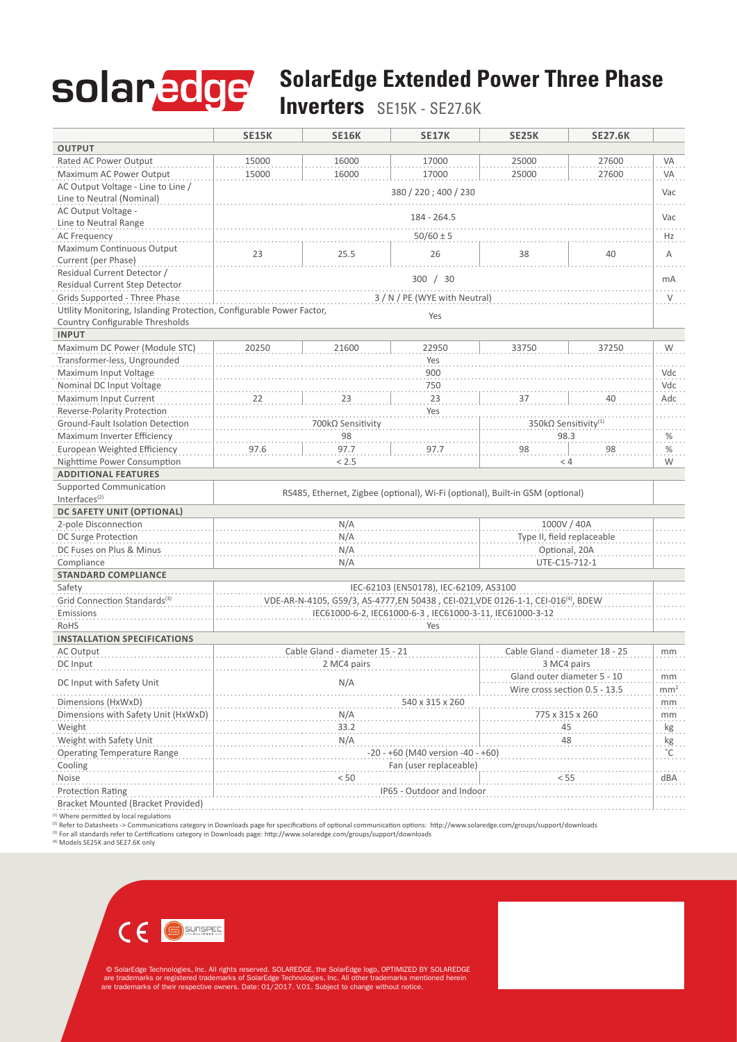# SolarEdge Extended Power Three Phase Inverters SE15K - SE27.6K

| | SE15K | SE16K | SE17K | SE25K | SE27.6K | |
|---|---|---|---|---|---|---|
| **OUTPUT** | | | | | | |
| Rated AC Power Output | 15000 | 16000 | 17000 | 25000 | 27600 | VA |
| Maximum AC Power Output | 15000 | 16000 | 17000 | 25000 | 27600 | VA |
| AC Output Voltage - Line to Line / Line to Neutral (Nominal) | 380 / 220 ; 400 / 230 | | | | | Vac |
| AC Output Voltage - Line to Neutral Range | 184 - 264.5 | | | | | Vac |
| AC Frequency | 50/60 ± 5 | | | | | Hz |
| Maximum Continuous Output Current (per Phase) | 23 | 25.5 | 26 | 38 | 40 | A |
| Residual Current Detector / Residual Current Step Detector | 300 / 30 | | | | | mA |
| Grids Supported - Three Phase | 3 / N / PE (WYE with Neutral) | | | | | V |
| Utility Monitoring, Islanding Protection, Configurable Power Factor, Country Configurable Thresholds | Yes | | | | | |
| **INPUT** | | | | | | |
| Maximum DC Power (Module STC) | 20250 | 21600 | 22950 | 33750 | 37250 | W |
| Transformer-less, Ungrounded | Yes | | | | | |
| Maximum Input Voltage | 900 | | | | | Vdc |
| Nominal DC Input Voltage | 750 | | | | | Vdc |
| Maximum Input Current | 22 | 23 | 23 | 37 | 40 | Adc |
| Reverse-Polarity Protection | Yes | | | | | |
| Ground-Fault Isolation Detection | 700kΩ Sensitivity | | | 350kΩ Sensitivity[1] | | |
| Maximum Inverter Efficiency | 98 | | | 98.3 | | % |
| European Weighted Efficiency | 97.6 | 97.7 | 97.7 | 98 | 98 | % |
| Nighttime Power Consumption | < 2.5 | | | < 4 | | W |
| **ADDITIONAL FEATURES** | | | | | | |
| Supported Communication Interfaces[2] | RS485, Ethernet, Zigbee (optional), Wi-Fi (optional), Built-in GSM (optional) | | | | | |
| **DC SAFETY UNIT (OPTIONAL)** | | | | | | |
| 2-pole Disconnection | N/A | | | 1000V / 40A | | |
| DC Surge Protection | N/A | | | Type II, field replaceable | | |
| DC Fuses on Plus & Minus | N/A | | | Optional, 20A | | |
| Compliance | N/A | | | UTE-C15-712-1 | | |
| **STANDARD COMPLIANCE** | | | | | | |
| Safety | IEC-62103 (EN50178), IEC-62109, AS3100 | | | | | |
| Grid Connection Standards[3] | VDE-AR-N-4105, G59/3, AS-4777, EN 50438 , CEI-021, VDE 0126-1-1, CEI-016[4], BDEW | | | | | |
| Emissions | IEC61000-6-2, IEC61000-6-3 , IEC61000-3-11, IEC61000-3-12 | | | | | |
| RoHS | Yes | | | | | |
| **INSTALLATION SPECIFICATIONS** | | | | | | |
| AC Output | Cable Gland - diameter 15 - 21 | | | Cable Gland - diameter 18 - 25 | | mm |
| DC Input | 2 MC4 pairs | | | 3 MC4 pairs | | |
| DC Input with Safety Unit | N/A | | | Gland outer diameter 5 - 10 | | mm |
| | | | | Wire cross section 0.5 - 13.5 | | mm² |
| Dimensions (HxWxD) | 540 x 315 x 260 | | | | | mm |
| Dimensions with Safety Unit (HxWxD) | N/A | | | 775 x 315 x 260 | | mm |
| Weight | 33.2 | | | 45 | | kg |
| Weight with Safety Unit | N/A | | | 48 | | kg |
| Operating Temperature Range | -20 - +60 (M40 version -40 - +60) | | | | | ˚C |
| Cooling | Fan (user replaceable) | | | | | |
| Noise | < 50 | | | < 55 | | dBA |
| Protection Rating | IP65 - Outdoor and Indoor | | | | | |
| Bracket Mounted (Bracket Provided) | | | | | | |

[1] Where permitted by local regulations
[2] Refer to Datasheets -> Communications category in Downloads page for specifications of optional communication options: http://www.solaredge.com/groups/support/downloads
[3] For all standards refer to Certifications category in Downloads page: http://www.solaredge.com/groups/support/downloads
[4] Models SE25K and SE27.6K only

© SolarEdge Technologies, Inc. All rights reserved. SOLAREDGE, the SolarEdge logo, OPTIMIZED BY SOLAREDGE are trademarks or registered trademarks of SolarEdge Technologies, Inc. All other trademarks mentioned herein are trademarks of their respective owners. Date: 01/2017. V.01. Subject to change without notice.